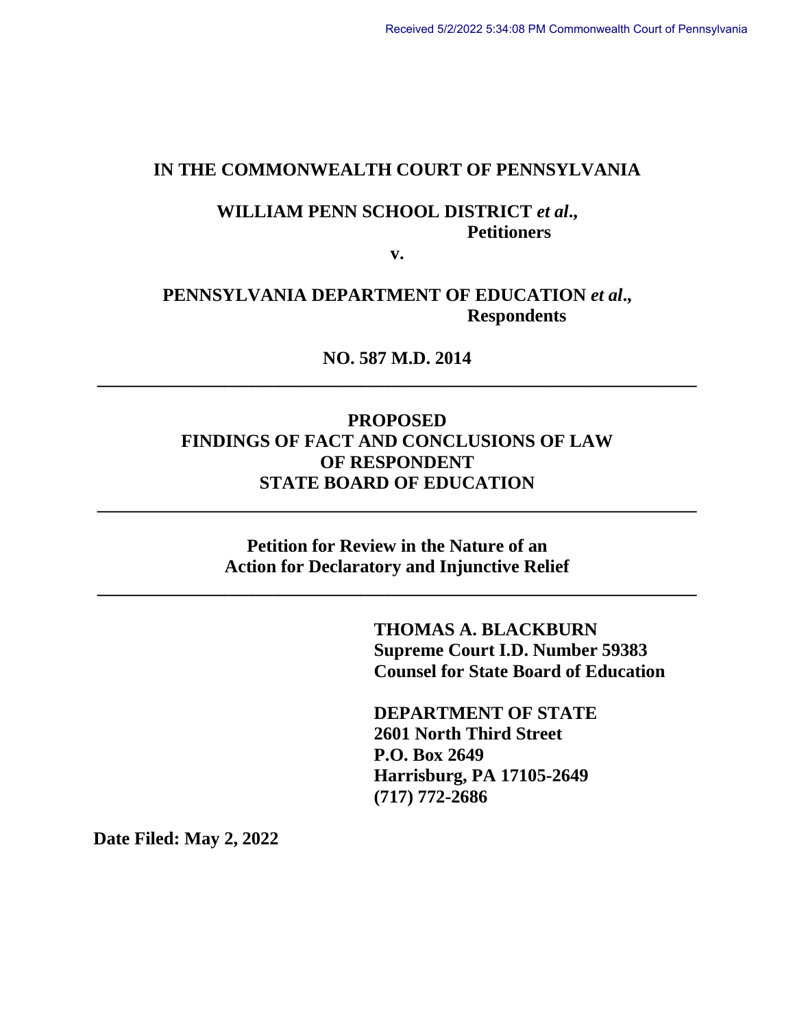Received 5/2/2022 5:34:08 PM Commonwealth Court of Pennsylvania

**IN THE COMMONWEALTH COURT OF PENNSYLVANIA**

**WILLIAM PENN SCHOOL DISTRICT *et al*.,**
**Petitioners**

**v.**

**PENNSYLVANIA DEPARTMENT OF EDUCATION *et al*.,**
**Respondents**

**NO. 587 M.D. 2014**

---

# PROPOSED FINDINGS OF FACT AND CONCLUSIONS OF LAW OF RESPONDENT STATE BOARD OF EDUCATION

---

**Petition for Review in the Nature of an Action for Declaratory and Injunctive Relief**

---

**THOMAS A. BLACKBURN**
**Supreme Court I.D. Number 59383**
**Counsel for State Board of Education**

**DEPARTMENT OF STATE**
**2601 North Third Street**
**P.O. Box 2649**
**Harrisburg, PA 17105-2649**
**(717) 772-2686**

**Date Filed: May 2, 2022**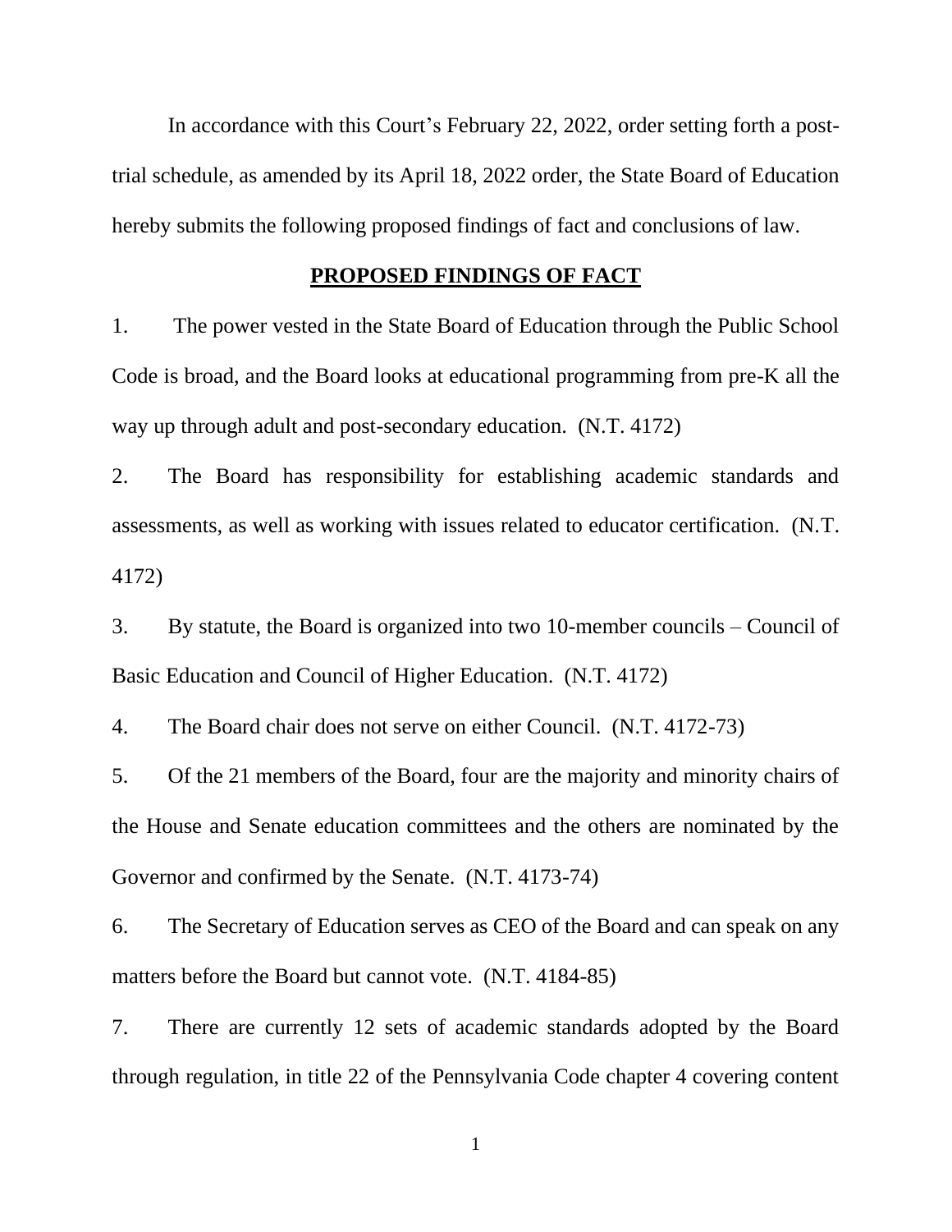In accordance with this Court's February 22, 2022, order setting forth a post-trial schedule, as amended by its April 18, 2022 order, the State Board of Education hereby submits the following proposed findings of fact and conclusions of law.

## **PROPOSED FINDINGS OF FACT**

1. The power vested in the State Board of Education through the Public School Code is broad, and the Board looks at educational programming from pre-K all the way up through adult and post-secondary education. (N.T. 4172)

2. The Board has responsibility for establishing academic standards and assessments, as well as working with issues related to educator certification. (N.T. 4172)

3. By statute, the Board is organized into two 10-member councils – Council of Basic Education and Council of Higher Education. (N.T. 4172)

4. The Board chair does not serve on either Council. (N.T. 4172-73)

5. Of the 21 members of the Board, four are the majority and minority chairs of the House and Senate education committees and the others are nominated by the Governor and confirmed by the Senate. (N.T. 4173-74)

6. The Secretary of Education serves as CEO of the Board and can speak on any matters before the Board but cannot vote. (N.T. 4184-85)

7. There are currently 12 sets of academic standards adopted by the Board through regulation, in title 22 of the Pennsylvania Code chapter 4 covering content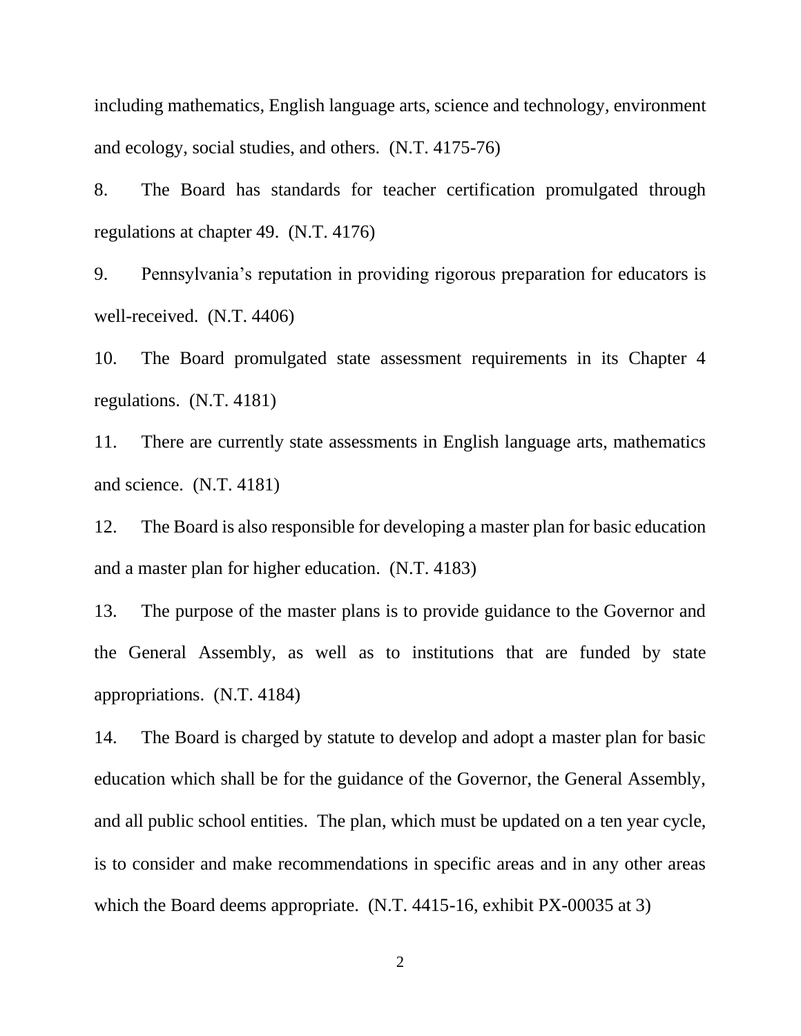including mathematics, English language arts, science and technology, environment and ecology, social studies, and others. (N.T. 4175-76)

8. The Board has standards for teacher certification promulgated through regulations at chapter 49. (N.T. 4176)

9. Pennsylvania's reputation in providing rigorous preparation for educators is well-received. (N.T. 4406)

10. The Board promulgated state assessment requirements in its Chapter 4 regulations. (N.T. 4181)

11. There are currently state assessments in English language arts, mathematics and science. (N.T. 4181)

12. The Board is also responsible for developing a master plan for basic education and a master plan for higher education. (N.T. 4183)

13. The purpose of the master plans is to provide guidance to the Governor and the General Assembly, as well as to institutions that are funded by state appropriations. (N.T. 4184)

14. The Board is charged by statute to develop and adopt a master plan for basic education which shall be for the guidance of the Governor, the General Assembly, and all public school entities. The plan, which must be updated on a ten year cycle, is to consider and make recommendations in specific areas and in any other areas which the Board deems appropriate. (N.T. 4415-16, exhibit PX-00035 at 3)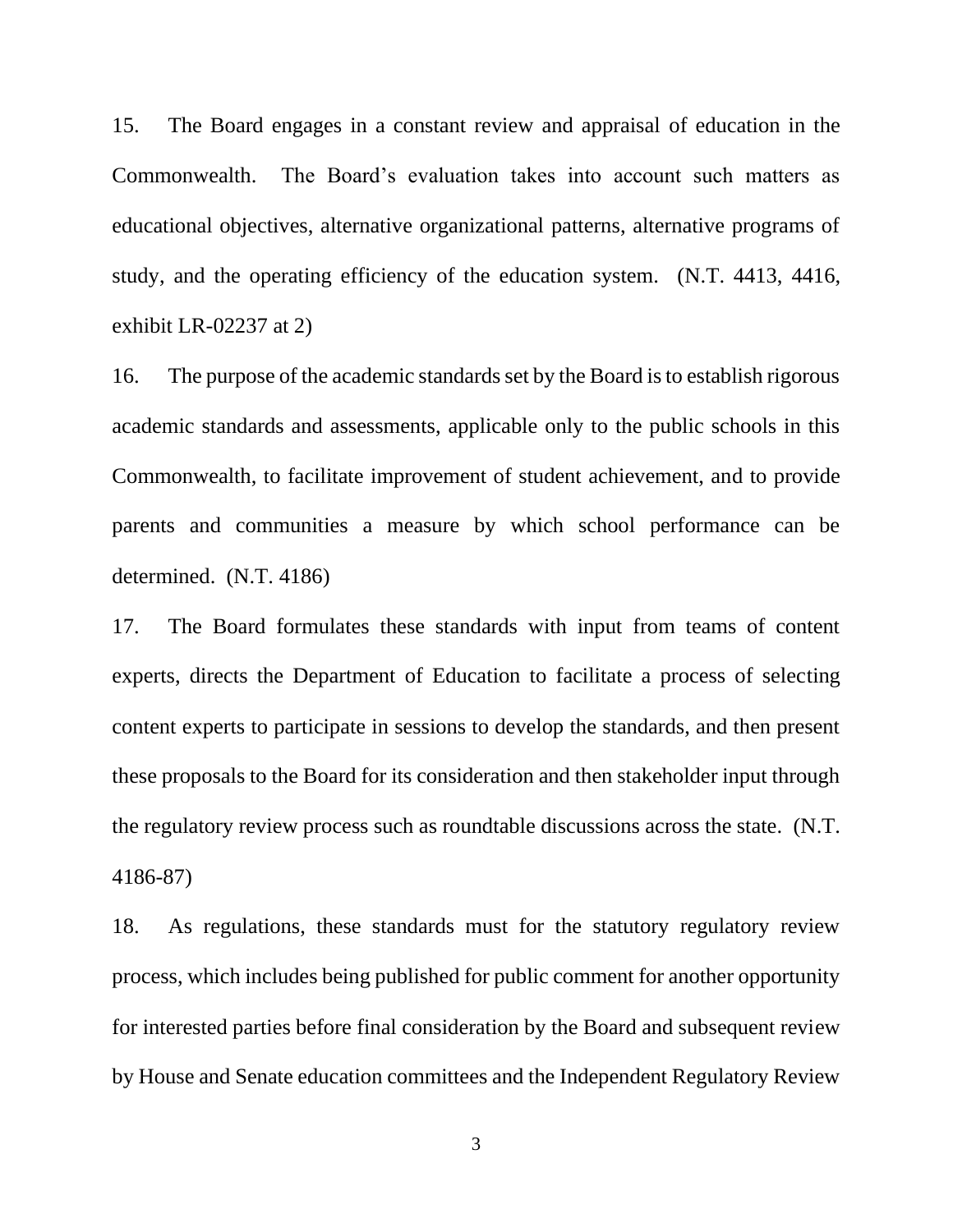15. The Board engages in a constant review and appraisal of education in the Commonwealth. The Board's evaluation takes into account such matters as educational objectives, alternative organizational patterns, alternative programs of study, and the operating efficiency of the education system. (N.T. 4413, 4416, exhibit LR-02237 at 2)

16. The purpose of the academic standards set by the Board is to establish rigorous academic standards and assessments, applicable only to the public schools in this Commonwealth, to facilitate improvement of student achievement, and to provide parents and communities a measure by which school performance can be determined. (N.T. 4186)

17. The Board formulates these standards with input from teams of content experts, directs the Department of Education to facilitate a process of selecting content experts to participate in sessions to develop the standards, and then present these proposals to the Board for its consideration and then stakeholder input through the regulatory review process such as roundtable discussions across the state. (N.T. 4186-87)

18. As regulations, these standards must for the statutory regulatory review process, which includes being published for public comment for another opportunity for interested parties before final consideration by the Board and subsequent review by House and Senate education committees and the Independent Regulatory Review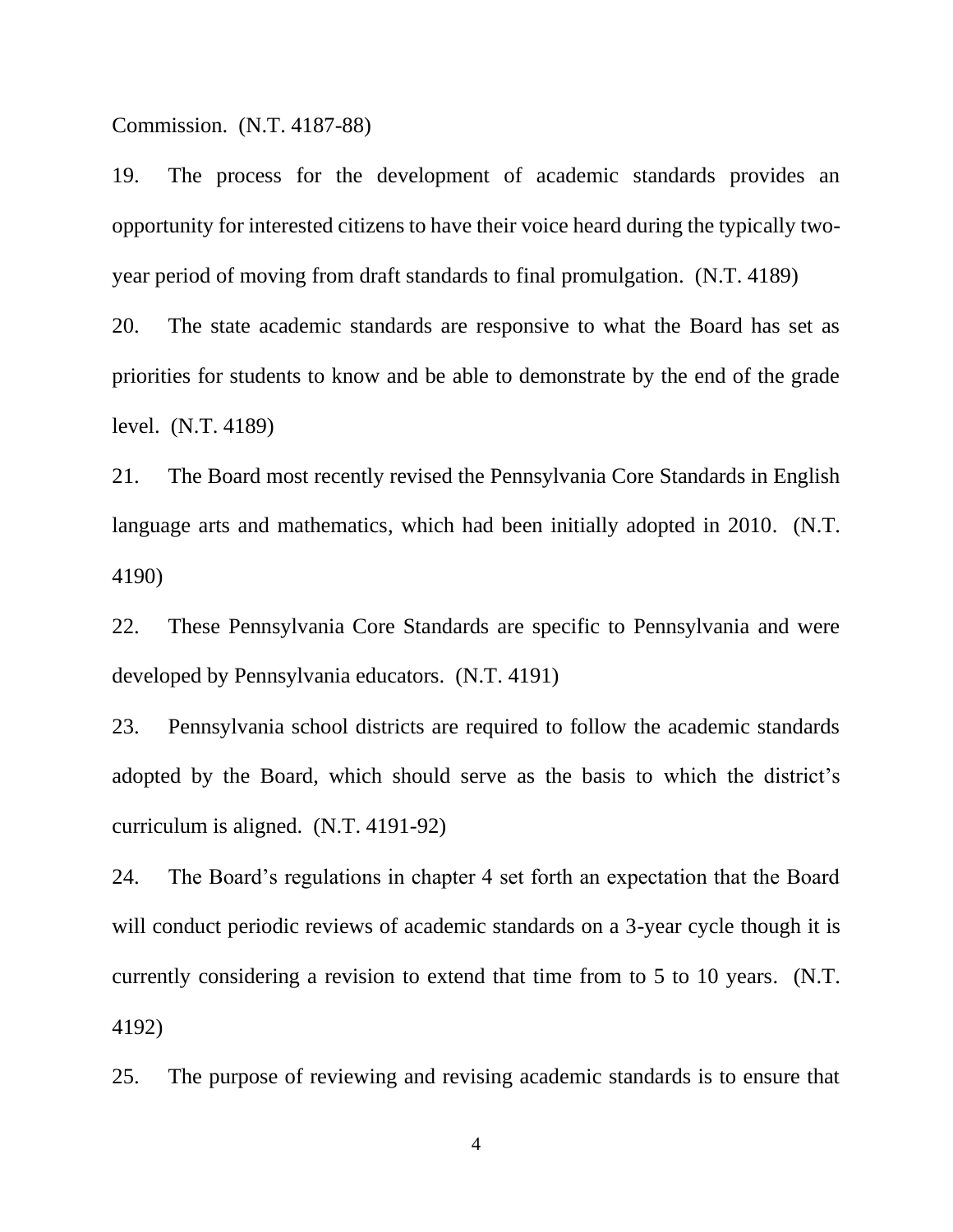Commission. (N.T. 4187-88)

19. The process for the development of academic standards provides an opportunity for interested citizens to have their voice heard during the typically two-year period of moving from draft standards to final promulgation. (N.T. 4189)

20. The state academic standards are responsive to what the Board has set as priorities for students to know and be able to demonstrate by the end of the grade level. (N.T. 4189)

21. The Board most recently revised the Pennsylvania Core Standards in English language arts and mathematics, which had been initially adopted in 2010. (N.T. 4190)

22. These Pennsylvania Core Standards are specific to Pennsylvania and were developed by Pennsylvania educators. (N.T. 4191)

23. Pennsylvania school districts are required to follow the academic standards adopted by the Board, which should serve as the basis to which the district's curriculum is aligned. (N.T. 4191-92)

24. The Board's regulations in chapter 4 set forth an expectation that the Board will conduct periodic reviews of academic standards on a 3-year cycle though it is currently considering a revision to extend that time from to 5 to 10 years. (N.T. 4192)

25. The purpose of reviewing and revising academic standards is to ensure that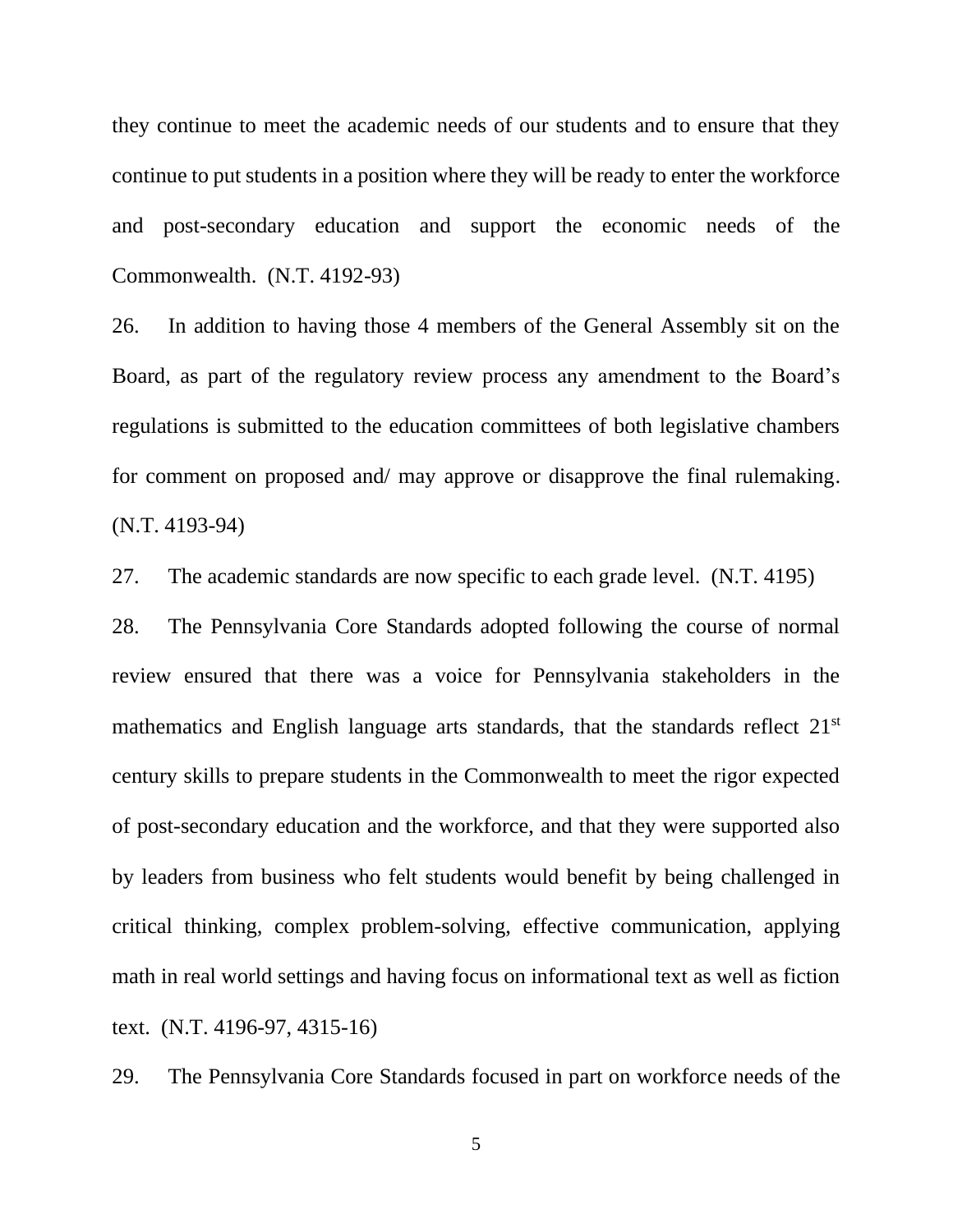they continue to meet the academic needs of our students and to ensure that they continue to put students in a position where they will be ready to enter the workforce and post-secondary education and support the economic needs of the Commonwealth. (N.T. 4192-93)

26. In addition to having those 4 members of the General Assembly sit on the Board, as part of the regulatory review process any amendment to the Board's regulations is submitted to the education committees of both legislative chambers for comment on proposed and/ may approve or disapprove the final rulemaking. (N.T. 4193-94)

27. The academic standards are now specific to each grade level. (N.T. 4195)

28. The Pennsylvania Core Standards adopted following the course of normal review ensured that there was a voice for Pennsylvania stakeholders in the mathematics and English language arts standards, that the standards reflect 21st century skills to prepare students in the Commonwealth to meet the rigor expected of post-secondary education and the workforce, and that they were supported also by leaders from business who felt students would benefit by being challenged in critical thinking, complex problem-solving, effective communication, applying math in real world settings and having focus on informational text as well as fiction text. (N.T. 4196-97, 4315-16)

29. The Pennsylvania Core Standards focused in part on workforce needs of the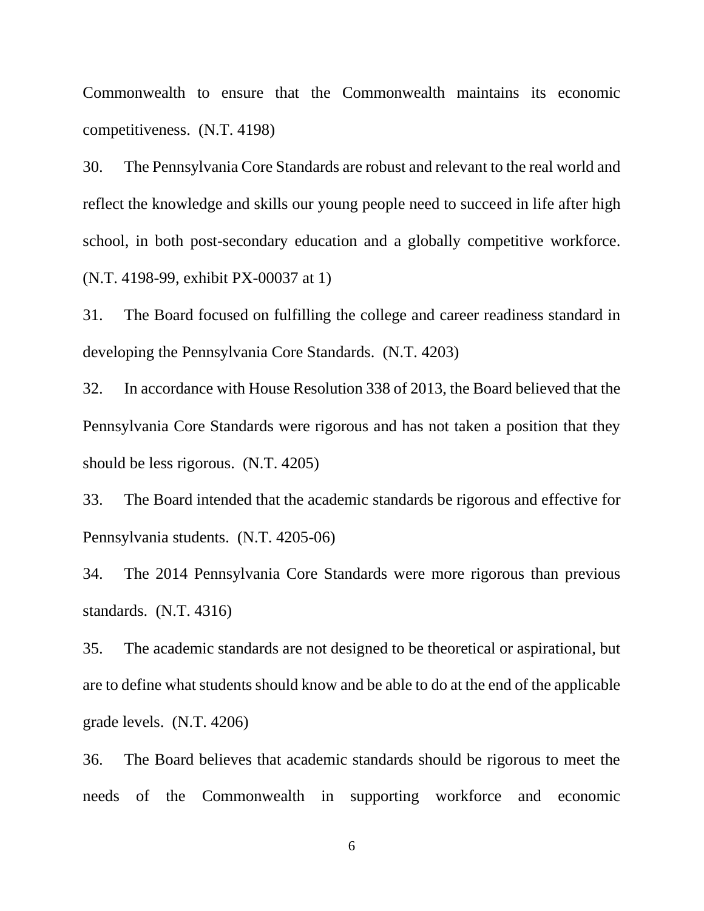Commonwealth to ensure that the Commonwealth maintains its economic competitiveness. (N.T. 4198)

30. The Pennsylvania Core Standards are robust and relevant to the real world and reflect the knowledge and skills our young people need to succeed in life after high school, in both post-secondary education and a globally competitive workforce. (N.T. 4198-99, exhibit PX-00037 at 1)

31. The Board focused on fulfilling the college and career readiness standard in developing the Pennsylvania Core Standards. (N.T. 4203)

32. In accordance with House Resolution 338 of 2013, the Board believed that the Pennsylvania Core Standards were rigorous and has not taken a position that they should be less rigorous. (N.T. 4205)

33. The Board intended that the academic standards be rigorous and effective for Pennsylvania students. (N.T. 4205-06)

34. The 2014 Pennsylvania Core Standards were more rigorous than previous standards. (N.T. 4316)

35. The academic standards are not designed to be theoretical or aspirational, but are to define what students should know and be able to do at the end of the applicable grade levels. (N.T. 4206)

36. The Board believes that academic standards should be rigorous to meet the needs of the Commonwealth in supporting workforce and economic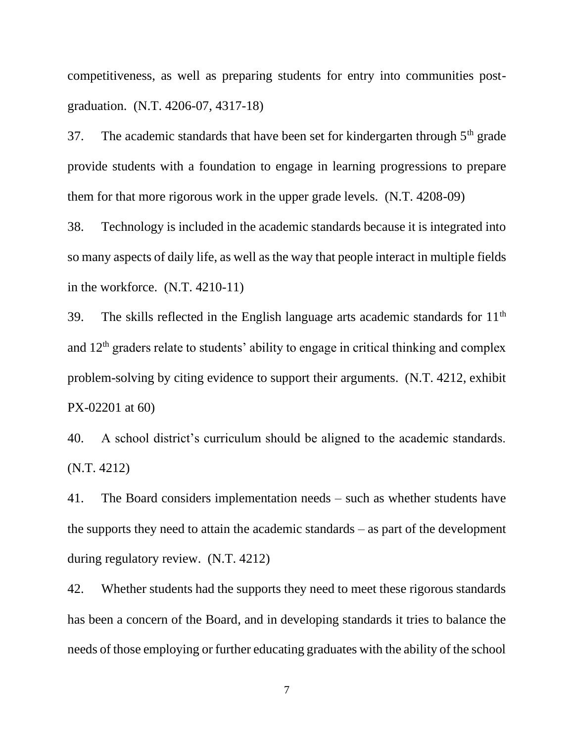competitiveness, as well as preparing students for entry into communities post-graduation. (N.T. 4206-07, 4317-18)

37. The academic standards that have been set for kindergarten through 5th grade provide students with a foundation to engage in learning progressions to prepare them for that more rigorous work in the upper grade levels. (N.T. 4208-09)

38. Technology is included in the academic standards because it is integrated into so many aspects of daily life, as well as the way that people interact in multiple fields in the workforce. (N.T. 4210-11)

39. The skills reflected in the English language arts academic standards for 11th and 12th graders relate to students' ability to engage in critical thinking and complex problem-solving by citing evidence to support their arguments. (N.T. 4212, exhibit PX-02201 at 60)

40. A school district's curriculum should be aligned to the academic standards. (N.T. 4212)

41. The Board considers implementation needs – such as whether students have the supports they need to attain the academic standards – as part of the development during regulatory review. (N.T. 4212)

42. Whether students had the supports they need to meet these rigorous standards has been a concern of the Board, and in developing standards it tries to balance the needs of those employing or further educating graduates with the ability of the school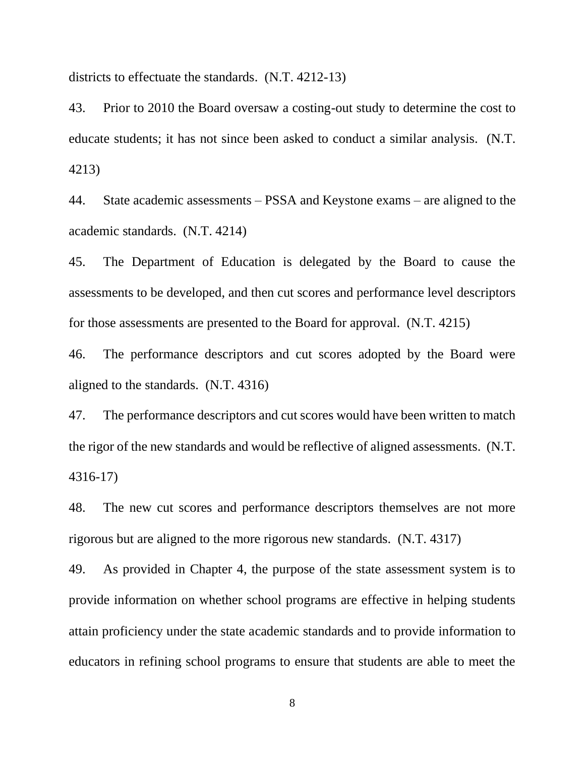districts to effectuate the standards. (N.T. 4212-13)

43. Prior to 2010 the Board oversaw a costing-out study to determine the cost to educate students; it has not since been asked to conduct a similar analysis. (N.T. 4213)

44. State academic assessments – PSSA and Keystone exams – are aligned to the academic standards. (N.T. 4214)

45. The Department of Education is delegated by the Board to cause the assessments to be developed, and then cut scores and performance level descriptors for those assessments are presented to the Board for approval. (N.T. 4215)

46. The performance descriptors and cut scores adopted by the Board were aligned to the standards. (N.T. 4316)

47. The performance descriptors and cut scores would have been written to match the rigor of the new standards and would be reflective of aligned assessments. (N.T. 4316-17)

48. The new cut scores and performance descriptors themselves are not more rigorous but are aligned to the more rigorous new standards. (N.T. 4317)

49. As provided in Chapter 4, the purpose of the state assessment system is to provide information on whether school programs are effective in helping students attain proficiency under the state academic standards and to provide information to educators in refining school programs to ensure that students are able to meet the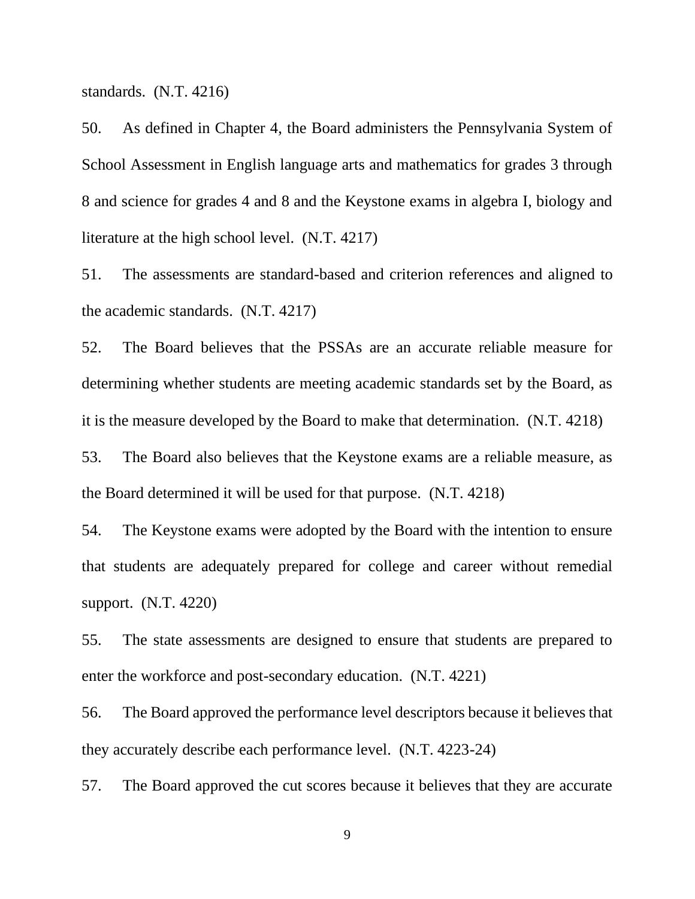standards. (N.T. 4216)

50. As defined in Chapter 4, the Board administers the Pennsylvania System of School Assessment in English language arts and mathematics for grades 3 through 8 and science for grades 4 and 8 and the Keystone exams in algebra I, biology and literature at the high school level. (N.T. 4217)

51. The assessments are standard-based and criterion references and aligned to the academic standards. (N.T. 4217)

52. The Board believes that the PSSAs are an accurate reliable measure for determining whether students are meeting academic standards set by the Board, as it is the measure developed by the Board to make that determination. (N.T. 4218)

53. The Board also believes that the Keystone exams are a reliable measure, as the Board determined it will be used for that purpose. (N.T. 4218)

54. The Keystone exams were adopted by the Board with the intention to ensure that students are adequately prepared for college and career without remedial support. (N.T. 4220)

55. The state assessments are designed to ensure that students are prepared to enter the workforce and post-secondary education. (N.T. 4221)

56. The Board approved the performance level descriptors because it believes that they accurately describe each performance level. (N.T. 4223-24)

57. The Board approved the cut scores because it believes that they are accurate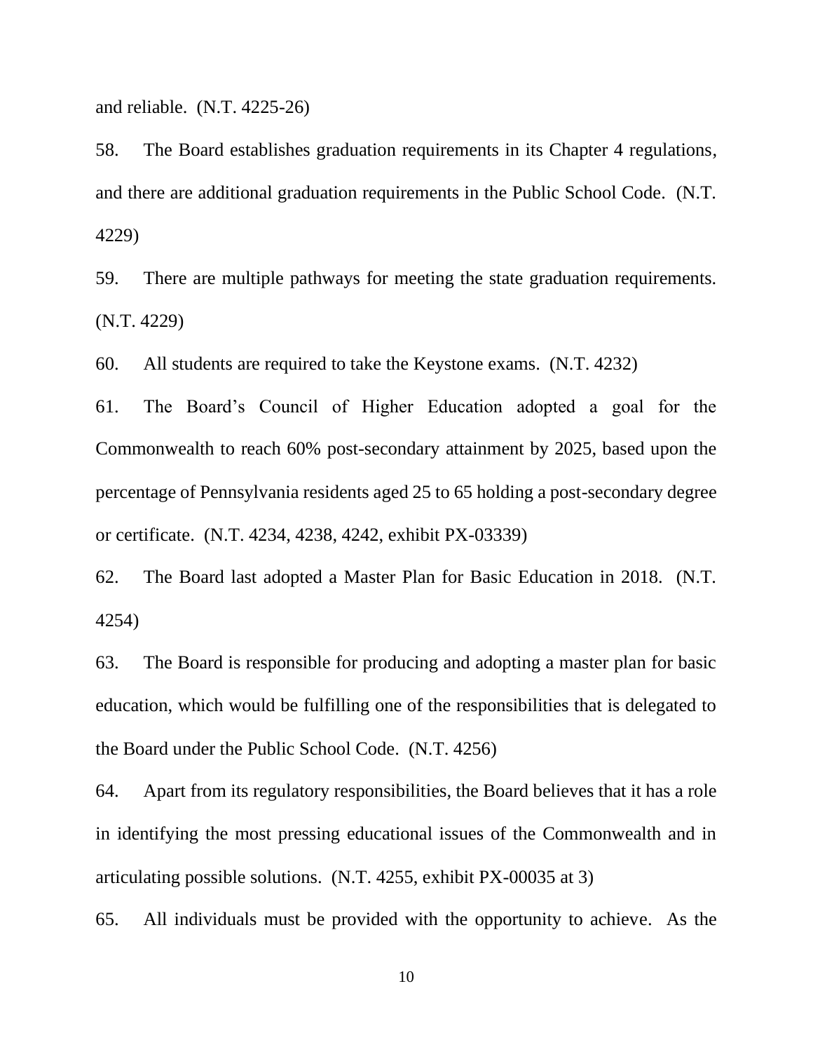and reliable. (N.T. 4225-26)

58. The Board establishes graduation requirements in its Chapter 4 regulations, and there are additional graduation requirements in the Public School Code. (N.T. 4229)

59. There are multiple pathways for meeting the state graduation requirements. (N.T. 4229)

60. All students are required to take the Keystone exams. (N.T. 4232)

61. The Board's Council of Higher Education adopted a goal for the Commonwealth to reach 60% post-secondary attainment by 2025, based upon the percentage of Pennsylvania residents aged 25 to 65 holding a post-secondary degree or certificate. (N.T. 4234, 4238, 4242, exhibit PX-03339)

62. The Board last adopted a Master Plan for Basic Education in 2018. (N.T. 4254)

63. The Board is responsible for producing and adopting a master plan for basic education, which would be fulfilling one of the responsibilities that is delegated to the Board under the Public School Code. (N.T. 4256)

64. Apart from its regulatory responsibilities, the Board believes that it has a role in identifying the most pressing educational issues of the Commonwealth and in articulating possible solutions. (N.T. 4255, exhibit PX-00035 at 3)

65. All individuals must be provided with the opportunity to achieve. As the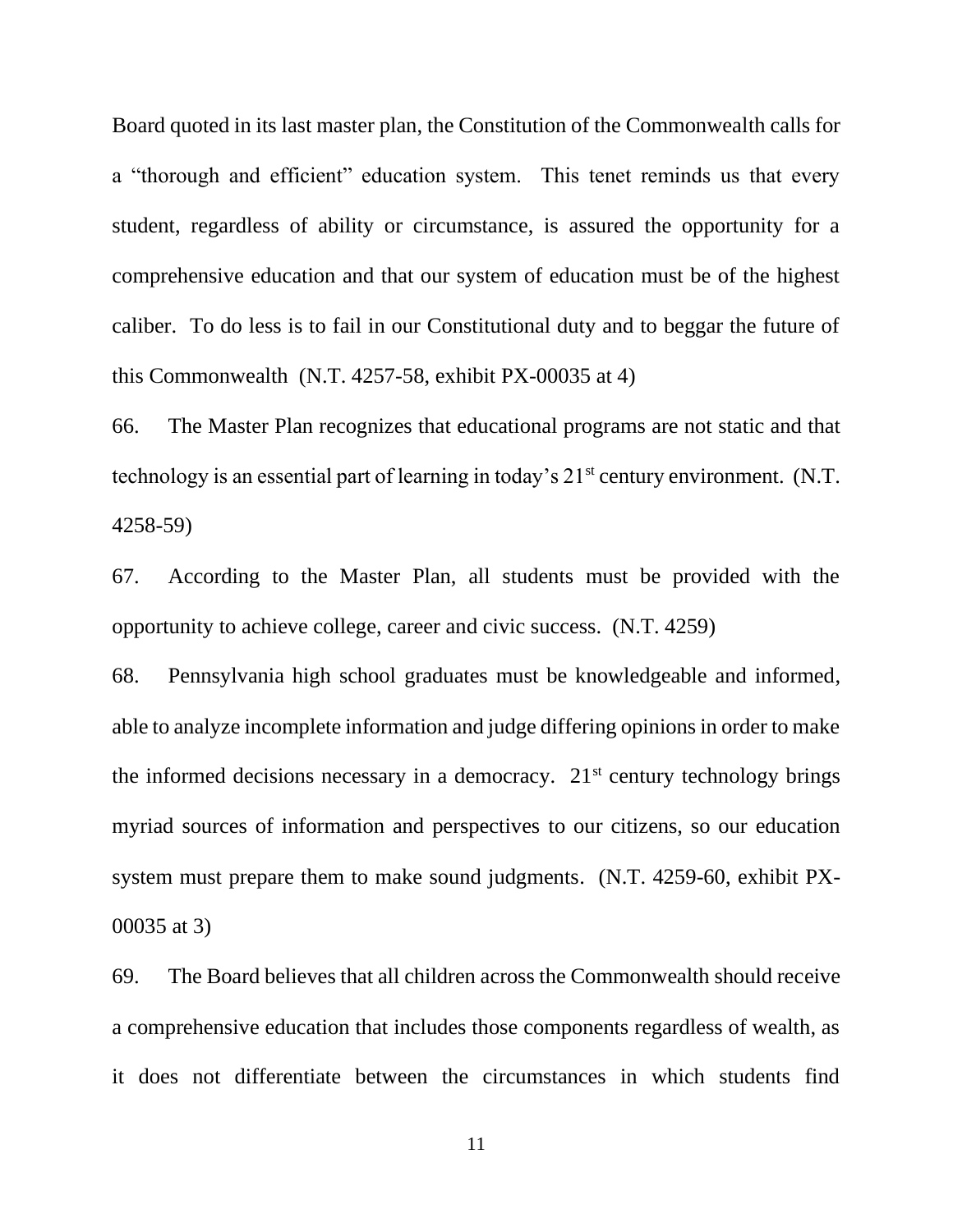Board quoted in its last master plan, the Constitution of the Commonwealth calls for a "thorough and efficient" education system. This tenet reminds us that every student, regardless of ability or circumstance, is assured the opportunity for a comprehensive education and that our system of education must be of the highest caliber. To do less is to fail in our Constitutional duty and to beggar the future of this Commonwealth (N.T. 4257-58, exhibit PX-00035 at 4)

66. The Master Plan recognizes that educational programs are not static and that technology is an essential part of learning in today's 21st century environment. (N.T. 4258-59)

67. According to the Master Plan, all students must be provided with the opportunity to achieve college, career and civic success. (N.T. 4259)

68. Pennsylvania high school graduates must be knowledgeable and informed, able to analyze incomplete information and judge differing opinions in order to make the informed decisions necessary in a democracy. 21st century technology brings myriad sources of information and perspectives to our citizens, so our education system must prepare them to make sound judgments. (N.T. 4259-60, exhibit PX-00035 at 3)

69. The Board believes that all children across the Commonwealth should receive a comprehensive education that includes those components regardless of wealth, as it does not differentiate between the circumstances in which students find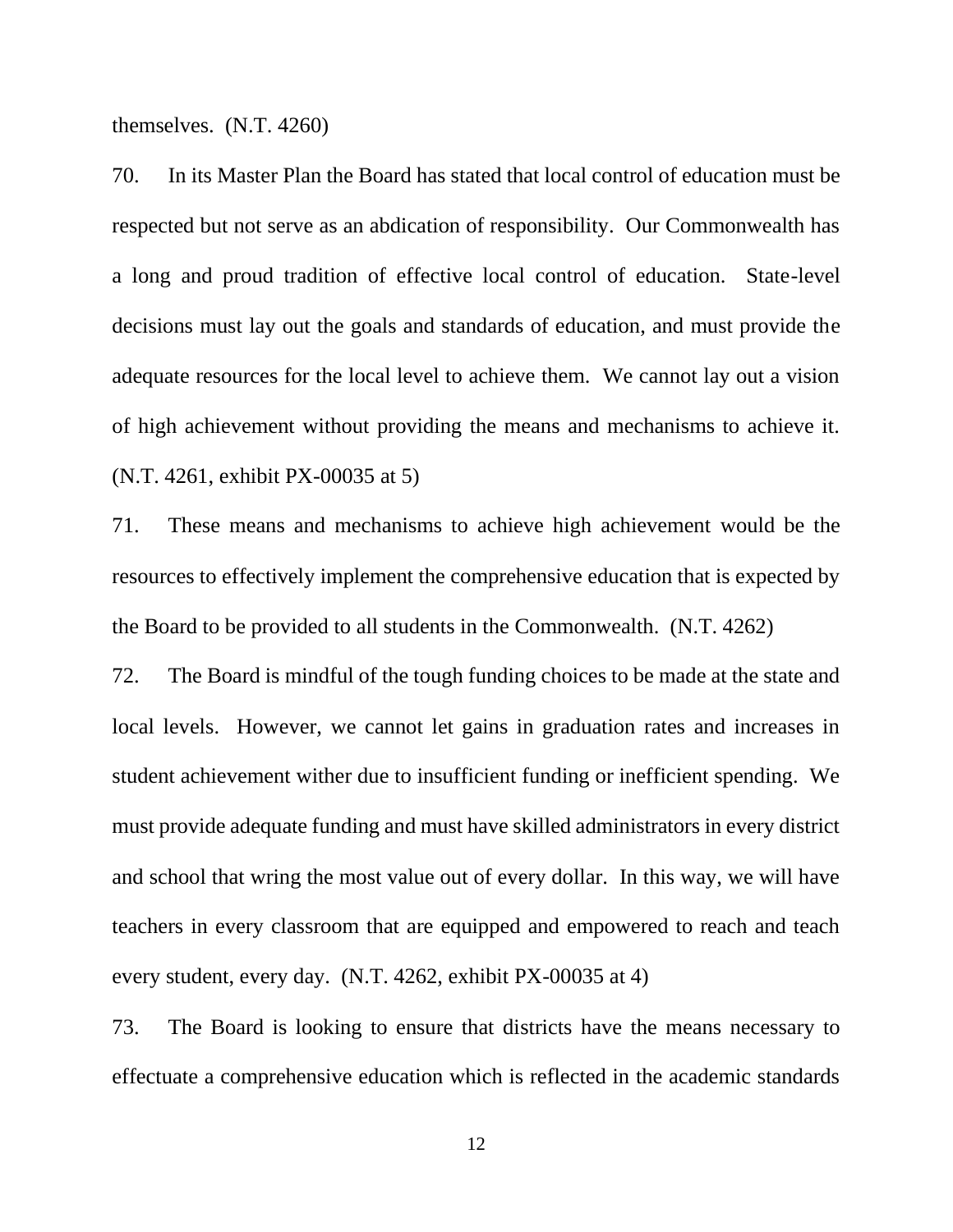themselves. (N.T. 4260)

70. In its Master Plan the Board has stated that local control of education must be respected but not serve as an abdication of responsibility. Our Commonwealth has a long and proud tradition of effective local control of education. State-level decisions must lay out the goals and standards of education, and must provide the adequate resources for the local level to achieve them. We cannot lay out a vision of high achievement without providing the means and mechanisms to achieve it. (N.T. 4261, exhibit PX-00035 at 5)

71. These means and mechanisms to achieve high achievement would be the resources to effectively implement the comprehensive education that is expected by the Board to be provided to all students in the Commonwealth. (N.T. 4262)

72. The Board is mindful of the tough funding choices to be made at the state and local levels. However, we cannot let gains in graduation rates and increases in student achievement wither due to insufficient funding or inefficient spending. We must provide adequate funding and must have skilled administrators in every district and school that wring the most value out of every dollar. In this way, we will have teachers in every classroom that are equipped and empowered to reach and teach every student, every day. (N.T. 4262, exhibit PX-00035 at 4)

73. The Board is looking to ensure that districts have the means necessary to effectuate a comprehensive education which is reflected in the academic standards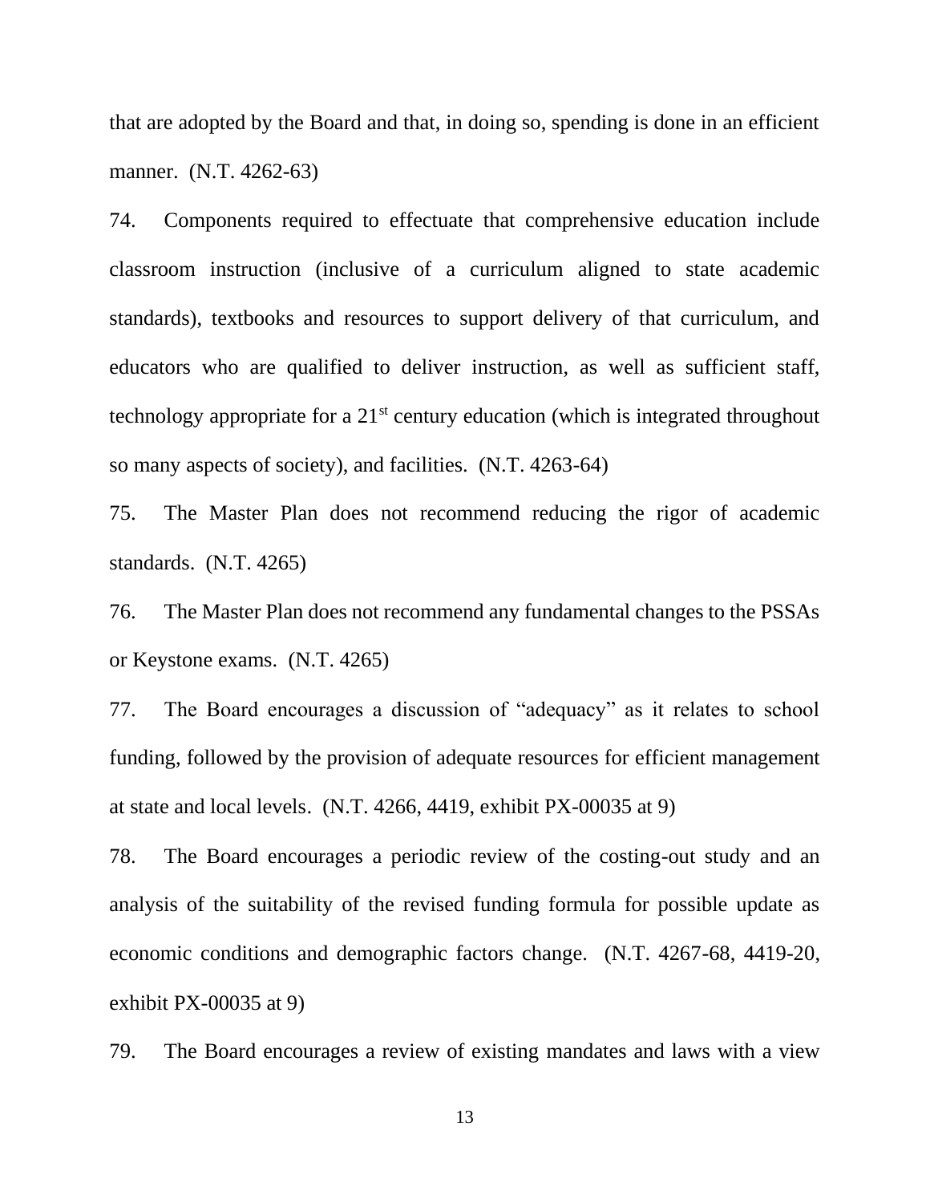that are adopted by the Board and that, in doing so, spending is done in an efficient manner. (N.T. 4262-63)

74. Components required to effectuate that comprehensive education include classroom instruction (inclusive of a curriculum aligned to state academic standards), textbooks and resources to support delivery of that curriculum, and educators who are qualified to deliver instruction, as well as sufficient staff, technology appropriate for a 21st century education (which is integrated throughout so many aspects of society), and facilities. (N.T. 4263-64)

75. The Master Plan does not recommend reducing the rigor of academic standards. (N.T. 4265)

76. The Master Plan does not recommend any fundamental changes to the PSSAs or Keystone exams. (N.T. 4265)

77. The Board encourages a discussion of "adequacy" as it relates to school funding, followed by the provision of adequate resources for efficient management at state and local levels. (N.T. 4266, 4419, exhibit PX-00035 at 9)

78. The Board encourages a periodic review of the costing-out study and an analysis of the suitability of the revised funding formula for possible update as economic conditions and demographic factors change. (N.T. 4267-68, 4419-20, exhibit PX-00035 at 9)

79. The Board encourages a review of existing mandates and laws with a view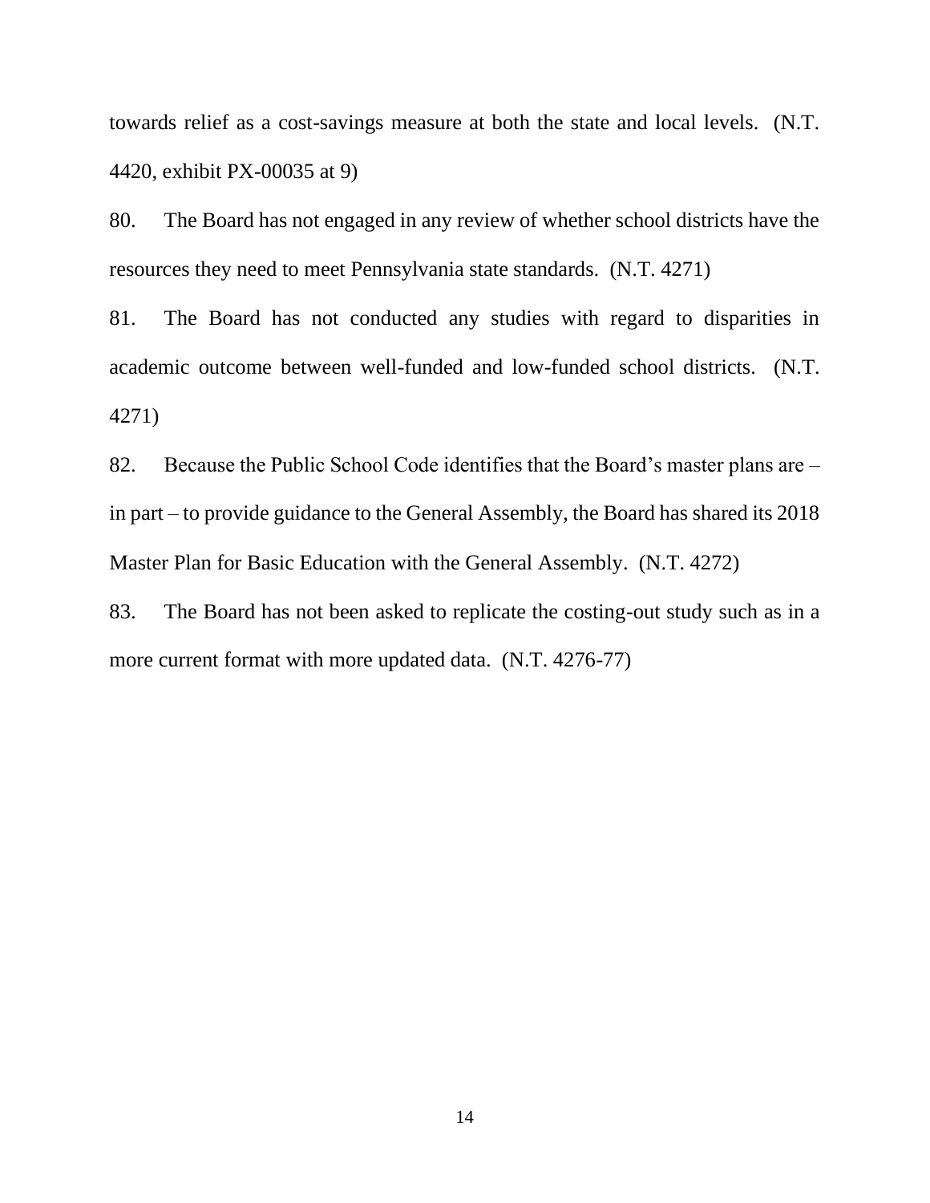towards relief as a cost-savings measure at both the state and local levels. (N.T. 4420, exhibit PX-00035 at 9)

80. The Board has not engaged in any review of whether school districts have the resources they need to meet Pennsylvania state standards. (N.T. 4271)

81. The Board has not conducted any studies with regard to disparities in academic outcome between well-funded and low-funded school districts. (N.T. 4271)

82. Because the Public School Code identifies that the Board's master plans are – in part – to provide guidance to the General Assembly, the Board has shared its 2018 Master Plan for Basic Education with the General Assembly. (N.T. 4272)

83. The Board has not been asked to replicate the costing-out study such as in a more current format with more updated data. (N.T. 4276-77)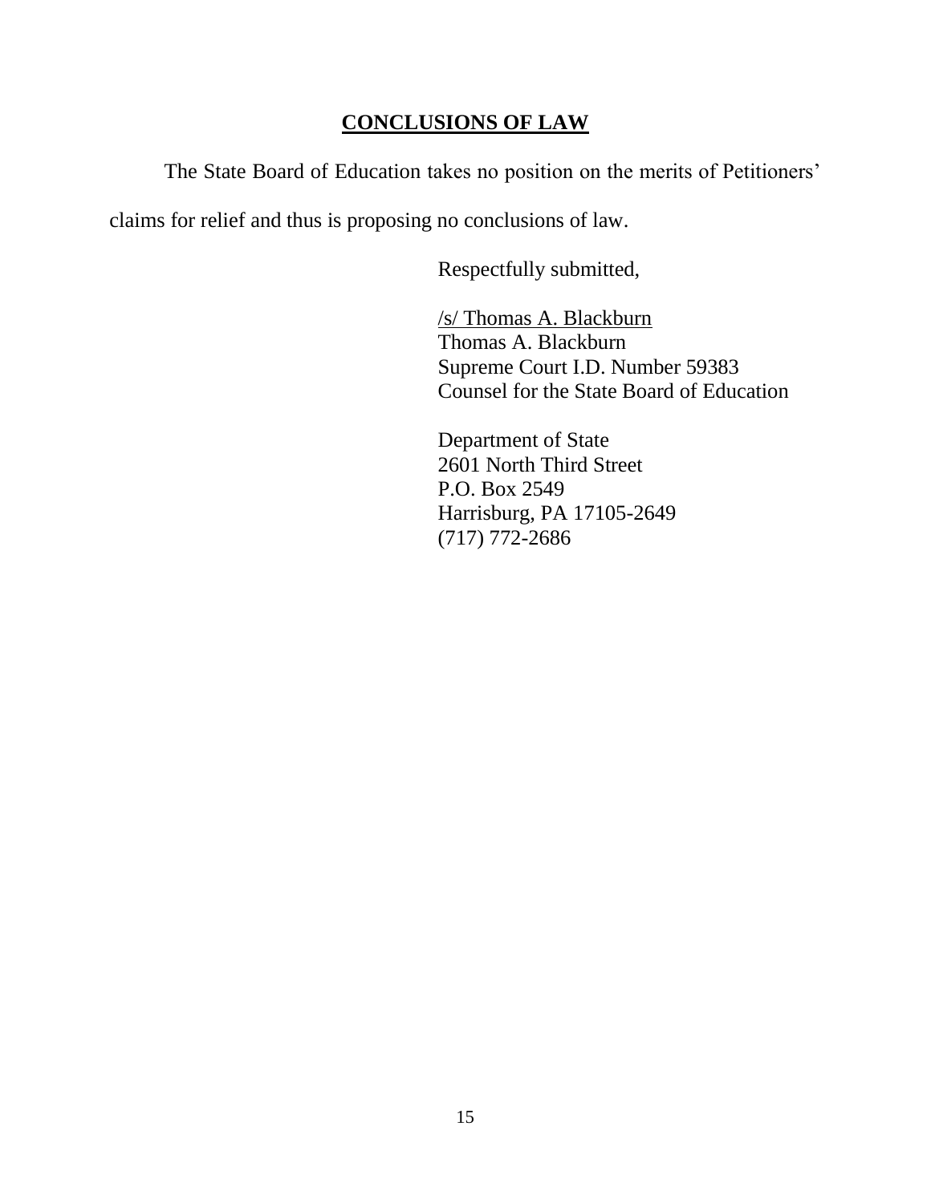## **CONCLUSIONS OF LAW**

The State Board of Education takes no position on the merits of Petitioners' claims for relief and thus is proposing no conclusions of law.

Respectfully submitted,

/s/ Thomas A. Blackburn
Thomas A. Blackburn
Supreme Court I.D. Number 59383
Counsel for the State Board of Education

Department of State
2601 North Third Street
P.O. Box 2549
Harrisburg, PA 17105-2649
(717) 772-2686